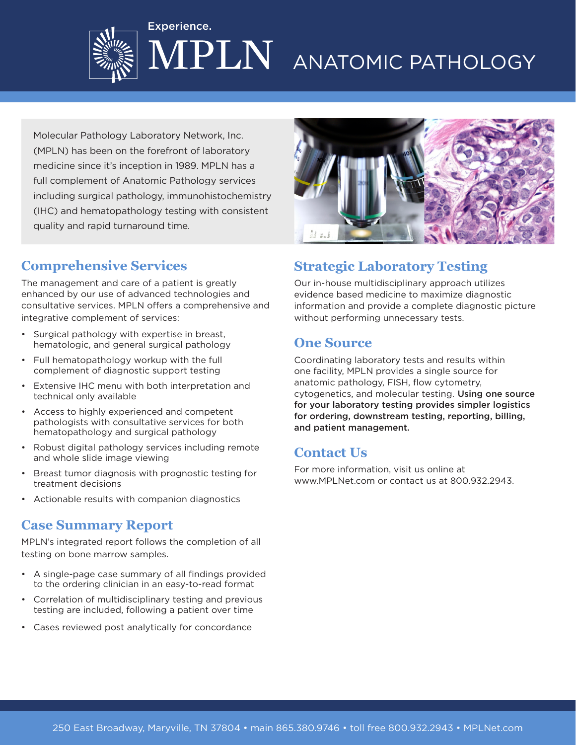Experience.

# MPLN ANATOMIC PATHOLOGY

Molecular Pathology Laboratory Network, Inc. (MPLN) has been on the forefront of laboratory medicine since it's inception in 1989. MPLN has a full complement of Anatomic Pathology services including surgical pathology, immunohistochemistry (IHC) and hematopathology testing with consistent quality and rapid turnaround time.

## Comprehensive Services

The management and care of a patient is greatly enhanced by our use of advanced technologies and consultative services. MPLN offers a comprehensive and integrative complement of services:

- Surgical pathology with expertise in breast, hematologic, and general surgical pathology
- Full hematopathology workup with the full complement of diagnostic support testing
- Extensive IHC menu with both interpretation and technical only available
- Access to highly experienced and competent pathologists with consultative services for both hematopathology and surgical pathology
- Robust digital pathology services including remote and whole slide image viewing
- Breast tumor diagnosis with prognostic testing for treatment decisions
- Actionable results with companion diagnostics

## Case Summary Report

MPLN's integrated report follows the completion of all testing on bone marrow samples.

- A single-page case summary of all findings provided to the ordering clinician in an easy-to-read format
- Correlation of multidisciplinary testing and previous testing are included, following a patient over time
- Cases reviewed post analytically for concordance

## Strategic Laboratory Testing

Our in-house multidisciplinary approach utilizes evidence based medicine to maximize diagnostic information and provide a complete diagnostic picture without performing unnecessary tests.

## One Source

Coordinating laboratory tests and results within one facility, MPLN provides a single source for anatomic pathology, FISH, flow cytometry, cytogenetics, and molecular testing. **Using one source for your laboratory testing provides simpler logistics for ordering, downstream testing, reporting, billing, and patient management.**

## Contact Us

For more information, visit us online at www.MPLNet.com or contact us at 800.932.2943.

250 East Broadway, Maryville, TN 37804 • main 865.380.9746 • toll free 800.932.2943 • MPLNet.com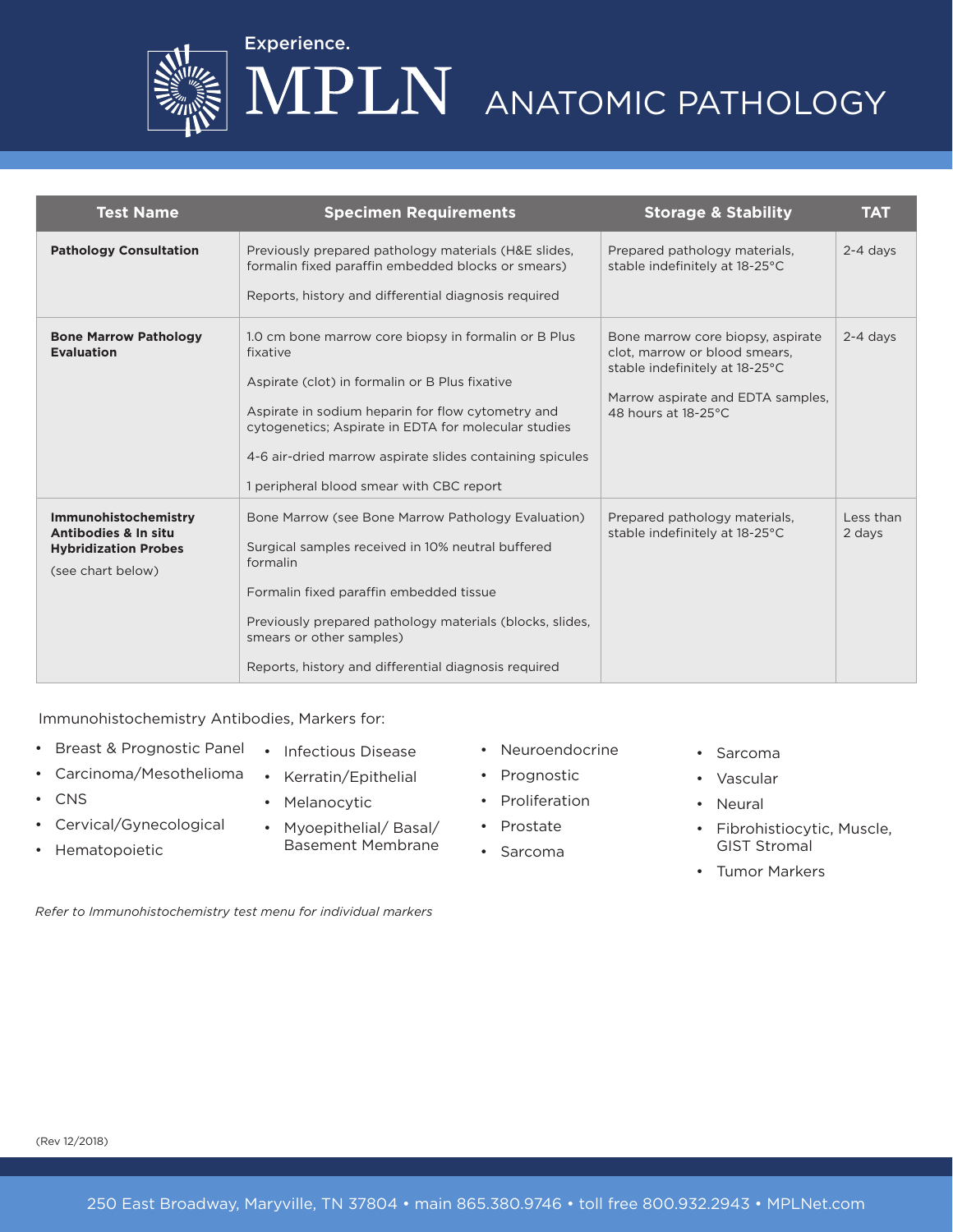# MPLN ANATOMIC PATHOLOGY

Experience.

| Test Name | Specimen Requirements | Storage & Stability | TAT |
|---|---|---|---|
| **Pathology Consultation** | Previously prepared pathology materials (H&E slides, formalin fixed paraffin embedded blocks or smears)<br><br>Reports, history and differential diagnosis required | Prepared pathology materials, stable indefinitely at 18-25°C | 2-4 days |
| **Bone Marrow Pathology Evaluation** | 1.0 cm bone marrow core biopsy in formalin or B Plus fixative<br><br>Aspirate (clot) in formalin or B Plus fixative<br><br>Aspirate in sodium heparin for flow cytometry and cytogenetics; Aspirate in EDTA for molecular studies<br><br>4-6 air-dried marrow aspirate slides containing spicules<br><br>1 peripheral blood smear with CBC report | Bone marrow core biopsy, aspirate clot, marrow or blood smears, stable indefinitely at 18-25°C<br><br>Marrow aspirate and EDTA samples, 48 hours at 18-25°C | 2-4 days |
| **Immunohistochemistry Antibodies & In situ Hybridization Probes**<br><br>(see chart below) | Bone Marrow (see Bone Marrow Pathology Evaluation)<br><br>Surgical samples received in 10% neutral buffered formalin<br><br>Formalin fixed paraffin embedded tissue<br><br>Previously prepared pathology materials (blocks, slides, smears or other samples)<br><br>Reports, history and differential diagnosis required | Prepared pathology materials, stable indefinitely at 18-25°C | Less than 2 days |

Immunohistochemistry Antibodies, Markers for:

- Breast & Prognostic Panel
- Carcinoma/Mesothelioma
- CNS
- Cervical/Gynecological
- Hematopoietic
- Infectious Disease
- Kerratin/Epithelial
- Melanocytic
- Myoepithelial/ Basal/ Basement Membrane
- Neuroendocrine
- Prognostic
- Proliferation
- Prostate
- Sarcoma
- Sarcoma
- Vascular
- Neural
- Fibrohistiocytic, Muscle, GIST Stromal
- Tumor Markers

*Refer to Immunohistochemistry test menu for individual markers*

(Rev 12/2018)

250 East Broadway, Maryville, TN 37804 • main 865.380.9746 • toll free 800.932.2943 • MPLNet.com